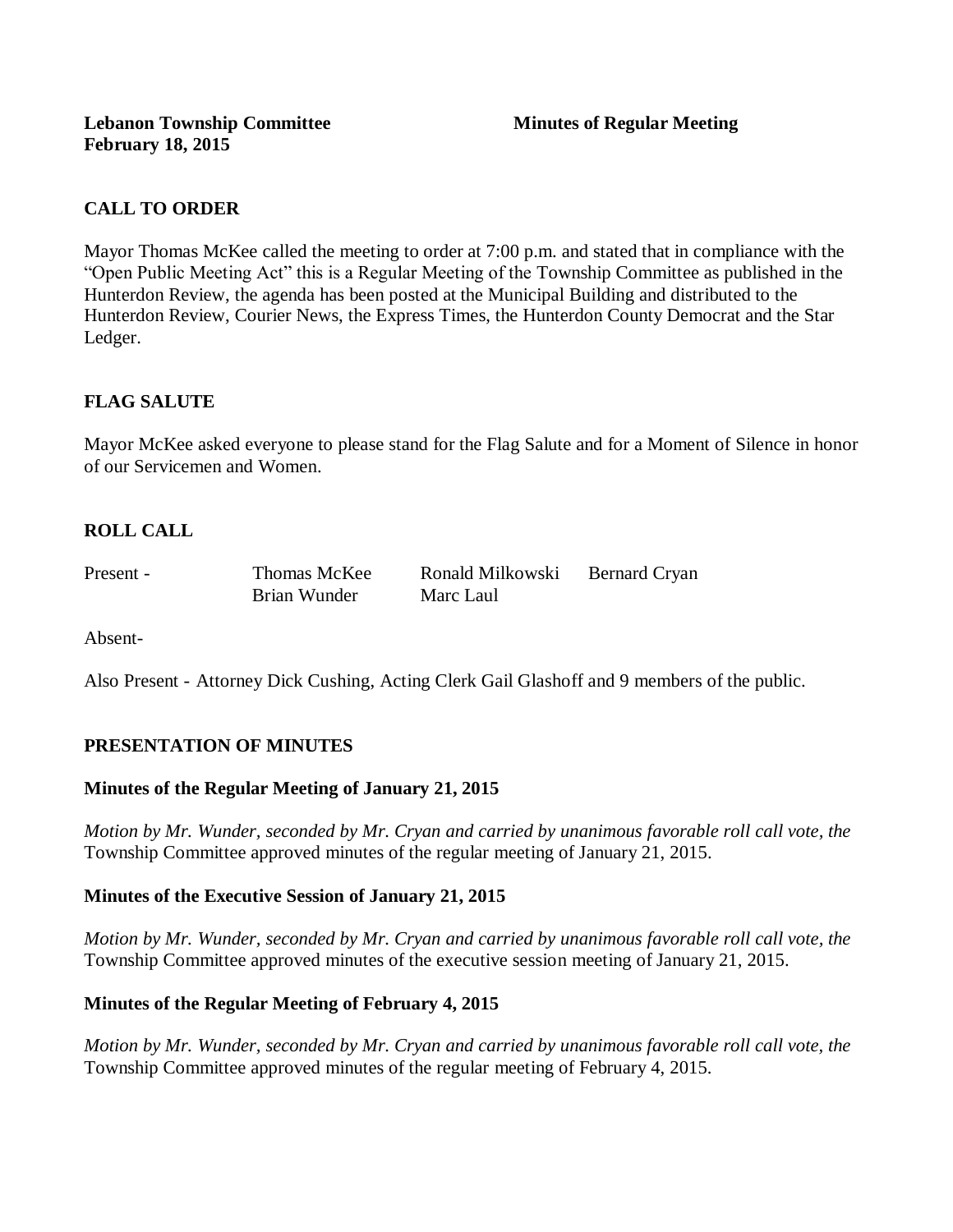**Lebanon Township Committee** **Minutes of Regular Meeting**
**February 18, 2015**

## CALL TO ORDER

Mayor Thomas McKee called the meeting to order at 7:00 p.m. and stated that in compliance with the "Open Public Meeting Act" this is a Regular Meeting of the Township Committee as published in the Hunterdon Review, the agenda has been posted at the Municipal Building and distributed to the Hunterdon Review, Courier News, the Express Times, the Hunterdon County Democrat and the Star Ledger.

## FLAG SALUTE

Mayor McKee asked everyone to please stand for the Flag Salute and for a Moment of Silence in honor of our Servicemen and Women.

## ROLL CALL

| Present - | Thomas McKee | Ronald Milkowski | Bernard Cryan |
|---|---|---|---|
| | Brian Wunder | Marc Laul | |

Absent-

Also Present - Attorney Dick Cushing, Acting Clerk Gail Glashoff and 9 members of the public.

## PRESENTATION OF MINUTES

### Minutes of the Regular Meeting of January 21, 2015

*Motion by Mr. Wunder, seconded by Mr. Cryan and carried by unanimous favorable roll call vote, the* Township Committee approved minutes of the regular meeting of January 21, 2015.

### Minutes of the Executive Session of January 21, 2015

*Motion by Mr. Wunder, seconded by Mr. Cryan and carried by unanimous favorable roll call vote, the* Township Committee approved minutes of the executive session meeting of January 21, 2015.

### Minutes of the Regular Meeting of February 4, 2015

*Motion by Mr. Wunder, seconded by Mr. Cryan and carried by unanimous favorable roll call vote, the* Township Committee approved minutes of the regular meeting of February 4, 2015.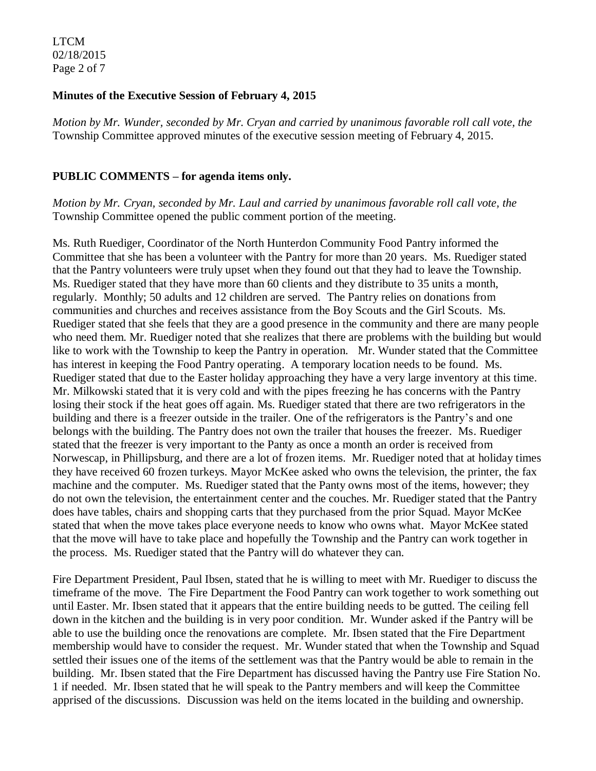**Minutes of the Executive Session of February 4, 2015**

*Motion by Mr. Wunder, seconded by Mr. Cryan and carried by unanimous favorable roll call vote, the* Township Committee approved minutes of the executive session meeting of February 4, 2015.

**PUBLIC COMMENTS – for agenda items only.**

*Motion by Mr. Cryan, seconded by Mr. Laul and carried by unanimous favorable roll call vote, the* Township Committee opened the public comment portion of the meeting.

Ms. Ruth Ruediger, Coordinator of the North Hunterdon Community Food Pantry informed the Committee that she has been a volunteer with the Pantry for more than 20 years. Ms. Ruediger stated that the Pantry volunteers were truly upset when they found out that they had to leave the Township. Ms. Ruediger stated that they have more than 60 clients and they distribute to 35 units a month, regularly. Monthly; 50 adults and 12 children are served. The Pantry relies on donations from communities and churches and receives assistance from the Boy Scouts and the Girl Scouts. Ms. Ruediger stated that she feels that they are a good presence in the community and there are many people who need them. Mr. Ruediger noted that she realizes that there are problems with the building but would like to work with the Township to keep the Pantry in operation. Mr. Wunder stated that the Committee has interest in keeping the Food Pantry operating. A temporary location needs to be found. Ms. Ruediger stated that due to the Easter holiday approaching they have a very large inventory at this time. Mr. Milkowski stated that it is very cold and with the pipes freezing he has concerns with the Pantry losing their stock if the heat goes off again. Ms. Ruediger stated that there are two refrigerators in the building and there is a freezer outside in the trailer. One of the refrigerators is the Pantry's and one belongs with the building. The Pantry does not own the trailer that houses the freezer. Ms. Ruediger stated that the freezer is very important to the Panty as once a month an order is received from Norwescap, in Phillipsburg, and there are a lot of frozen items. Mr. Ruediger noted that at holiday times they have received 60 frozen turkeys. Mayor McKee asked who owns the television, the printer, the fax machine and the computer. Ms. Ruediger stated that the Panty owns most of the items, however; they do not own the television, the entertainment center and the couches. Mr. Ruediger stated that the Pantry does have tables, chairs and shopping carts that they purchased from the prior Squad. Mayor McKee stated that when the move takes place everyone needs to know who owns what. Mayor McKee stated that the move will have to take place and hopefully the Township and the Pantry can work together in the process. Ms. Ruediger stated that the Pantry will do whatever they can.

Fire Department President, Paul Ibsen, stated that he is willing to meet with Mr. Ruediger to discuss the timeframe of the move. The Fire Department the Food Pantry can work together to work something out until Easter. Mr. Ibsen stated that it appears that the entire building needs to be gutted. The ceiling fell down in the kitchen and the building is in very poor condition. Mr. Wunder asked if the Pantry will be able to use the building once the renovations are complete. Mr. Ibsen stated that the Fire Department membership would have to consider the request. Mr. Wunder stated that when the Township and Squad settled their issues one of the items of the settlement was that the Pantry would be able to remain in the building. Mr. Ibsen stated that the Fire Department has discussed having the Pantry use Fire Station No. 1 if needed. Mr. Ibsen stated that he will speak to the Pantry members and will keep the Committee apprised of the discussions. Discussion was held on the items located in the building and ownership.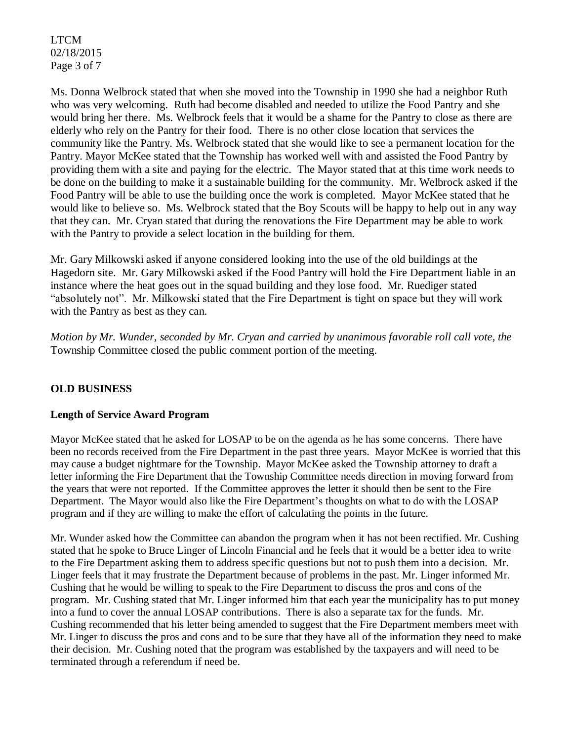Ms. Donna Welbrock stated that when she moved into the Township in 1990 she had a neighbor Ruth who was very welcoming. Ruth had become disabled and needed to utilize the Food Pantry and she would bring her there. Ms. Welbrock feels that it would be a shame for the Pantry to close as there are elderly who rely on the Pantry for their food. There is no other close location that services the community like the Pantry. Ms. Welbrock stated that she would like to see a permanent location for the Pantry. Mayor McKee stated that the Township has worked well with and assisted the Food Pantry by providing them with a site and paying for the electric. The Mayor stated that at this time work needs to be done on the building to make it a sustainable building for the community. Mr. Welbrock asked if the Food Pantry will be able to use the building once the work is completed. Mayor McKee stated that he would like to believe so. Ms. Welbrock stated that the Boy Scouts will be happy to help out in any way that they can. Mr. Cryan stated that during the renovations the Fire Department may be able to work with the Pantry to provide a select location in the building for them.

Mr. Gary Milkowski asked if anyone considered looking into the use of the old buildings at the Hagedorn site. Mr. Gary Milkowski asked if the Food Pantry will hold the Fire Department liable in an instance where the heat goes out in the squad building and they lose food. Mr. Ruediger stated "absolutely not". Mr. Milkowski stated that the Fire Department is tight on space but they will work with the Pantry as best as they can.

*Motion by Mr. Wunder, seconded by Mr. Cryan and carried by unanimous favorable roll call vote, the* Township Committee closed the public comment portion of the meeting.

## OLD BUSINESS

### Length of Service Award Program

Mayor McKee stated that he asked for LOSAP to be on the agenda as he has some concerns. There have been no records received from the Fire Department in the past three years. Mayor McKee is worried that this may cause a budget nightmare for the Township. Mayor McKee asked the Township attorney to draft a letter informing the Fire Department that the Township Committee needs direction in moving forward from the years that were not reported. If the Committee approves the letter it should then be sent to the Fire Department. The Mayor would also like the Fire Department's thoughts on what to do with the LOSAP program and if they are willing to make the effort of calculating the points in the future.

Mr. Wunder asked how the Committee can abandon the program when it has not been rectified. Mr. Cushing stated that he spoke to Bruce Linger of Lincoln Financial and he feels that it would be a better idea to write to the Fire Department asking them to address specific questions but not to push them into a decision. Mr. Linger feels that it may frustrate the Department because of problems in the past. Mr. Linger informed Mr. Cushing that he would be willing to speak to the Fire Department to discuss the pros and cons of the program. Mr. Cushing stated that Mr. Linger informed him that each year the municipality has to put money into a fund to cover the annual LOSAP contributions. There is also a separate tax for the funds. Mr. Cushing recommended that his letter being amended to suggest that the Fire Department members meet with Mr. Linger to discuss the pros and cons and to be sure that they have all of the information they need to make their decision. Mr. Cushing noted that the program was established by the taxpayers and will need to be terminated through a referendum if need be.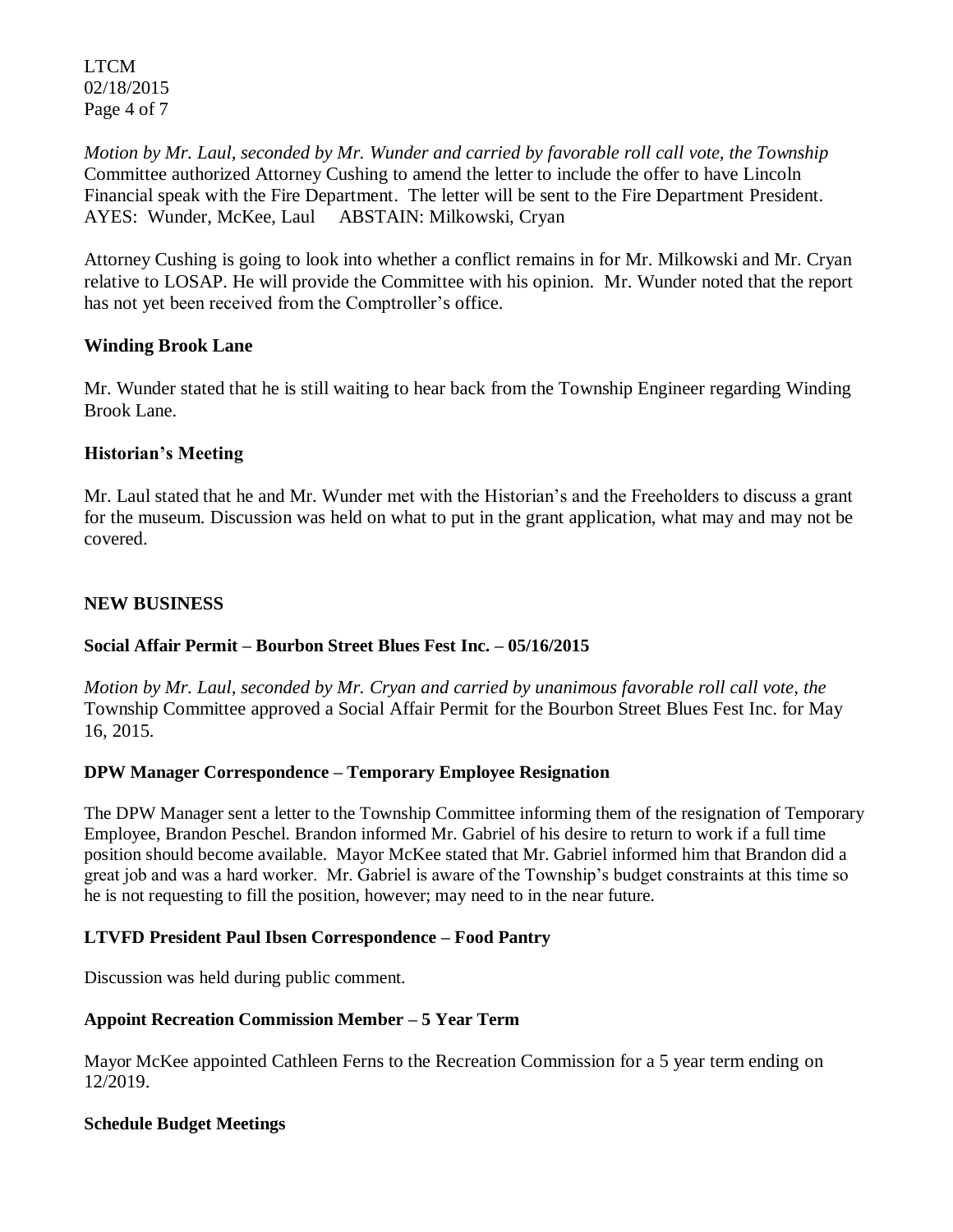*Motion by Mr. Laul, seconded by Mr. Wunder and carried by favorable roll call vote, the Township* Committee authorized Attorney Cushing to amend the letter to include the offer to have Lincoln Financial speak with the Fire Department. The letter will be sent to the Fire Department President. AYES: Wunder, McKee, Laul ABSTAIN: Milkowski, Cryan

Attorney Cushing is going to look into whether a conflict remains in for Mr. Milkowski and Mr. Cryan relative to LOSAP. He will provide the Committee with his opinion. Mr. Wunder noted that the report has not yet been received from the Comptroller's office.

**Winding Brook Lane**

Mr. Wunder stated that he is still waiting to hear back from the Township Engineer regarding Winding Brook Lane.

**Historian's Meeting**

Mr. Laul stated that he and Mr. Wunder met with the Historian's and the Freeholders to discuss a grant for the museum. Discussion was held on what to put in the grant application, what may and may not be covered.

**NEW BUSINESS**

**Social Affair Permit – Bourbon Street Blues Fest Inc. – 05/16/2015**

*Motion by Mr. Laul, seconded by Mr. Cryan and carried by unanimous favorable roll call vote, the* Township Committee approved a Social Affair Permit for the Bourbon Street Blues Fest Inc. for May 16, 2015.

**DPW Manager Correspondence – Temporary Employee Resignation**

The DPW Manager sent a letter to the Township Committee informing them of the resignation of Temporary Employee, Brandon Peschel. Brandon informed Mr. Gabriel of his desire to return to work if a full time position should become available. Mayor McKee stated that Mr. Gabriel informed him that Brandon did a great job and was a hard worker. Mr. Gabriel is aware of the Township's budget constraints at this time so he is not requesting to fill the position, however; may need to in the near future.

**LTVFD President Paul Ibsen Correspondence – Food Pantry**

Discussion was held during public comment.

**Appoint Recreation Commission Member – 5 Year Term**

Mayor McKee appointed Cathleen Ferns to the Recreation Commission for a 5 year term ending on 12/2019.

**Schedule Budget Meetings**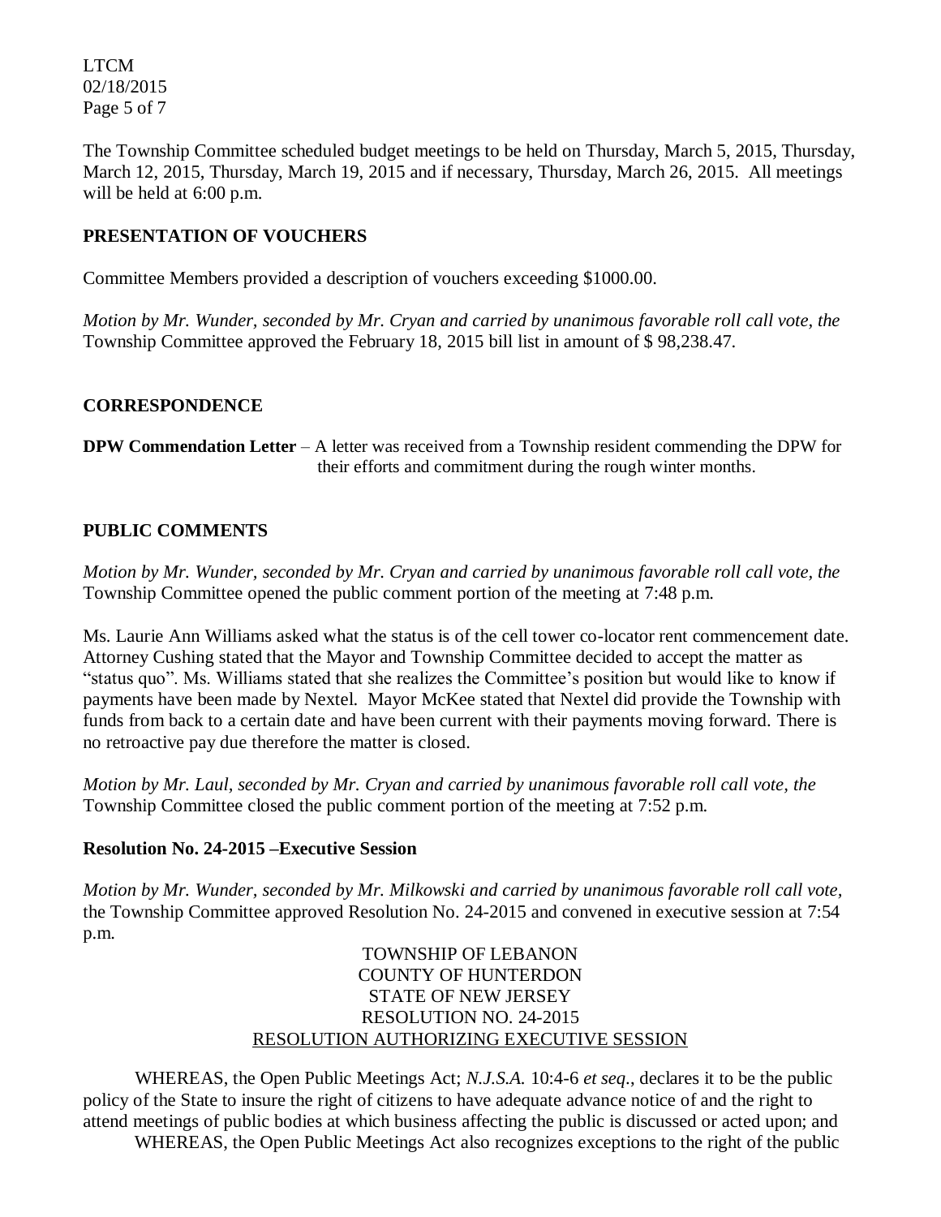The Township Committee scheduled budget meetings to be held on Thursday, March 5, 2015, Thursday, March 12, 2015, Thursday, March 19, 2015 and if necessary, Thursday, March 26, 2015. All meetings will be held at 6:00 p.m.

**PRESENTATION OF VOUCHERS**

Committee Members provided a description of vouchers exceeding $1000.00.

*Motion by Mr. Wunder, seconded by Mr. Cryan and carried by unanimous favorable roll call vote, the* Township Committee approved the February 18, 2015 bill list in amount of $ 98,238.47.

**CORRESPONDENCE**

**DPW Commendation Letter** – A letter was received from a Township resident commending the DPW for their efforts and commitment during the rough winter months.

**PUBLIC COMMENTS**

*Motion by Mr. Wunder, seconded by Mr. Cryan and carried by unanimous favorable roll call vote, the* Township Committee opened the public comment portion of the meeting at 7:48 p.m.

Ms. Laurie Ann Williams asked what the status is of the cell tower co-locator rent commencement date. Attorney Cushing stated that the Mayor and Township Committee decided to accept the matter as "status quo". Ms. Williams stated that she realizes the Committee's position but would like to know if payments have been made by Nextel. Mayor McKee stated that Nextel did provide the Township with funds from back to a certain date and have been current with their payments moving forward. There is no retroactive pay due therefore the matter is closed.

*Motion by Mr. Laul, seconded by Mr. Cryan and carried by unanimous favorable roll call vote, the* Township Committee closed the public comment portion of the meeting at 7:52 p.m.

**Resolution No. 24-2015 –Executive Session**

*Motion by Mr. Wunder, seconded by Mr. Milkowski and carried by unanimous favorable roll call vote,* the Township Committee approved Resolution No. 24-2015 and convened in executive session at 7:54 p.m.

TOWNSHIP OF LEBANON
COUNTY OF HUNTERDON
STATE OF NEW JERSEY
RESOLUTION NO. 24-2015
RESOLUTION AUTHORIZING EXECUTIVE SESSION

WHEREAS, the Open Public Meetings Act; *N.J.S.A.* 10:4-6 *et seq.*, declares it to be the public policy of the State to insure the right of citizens to have adequate advance notice of and the right to attend meetings of public bodies at which business affecting the public is discussed or acted upon; and

WHEREAS, the Open Public Meetings Act also recognizes exceptions to the right of the public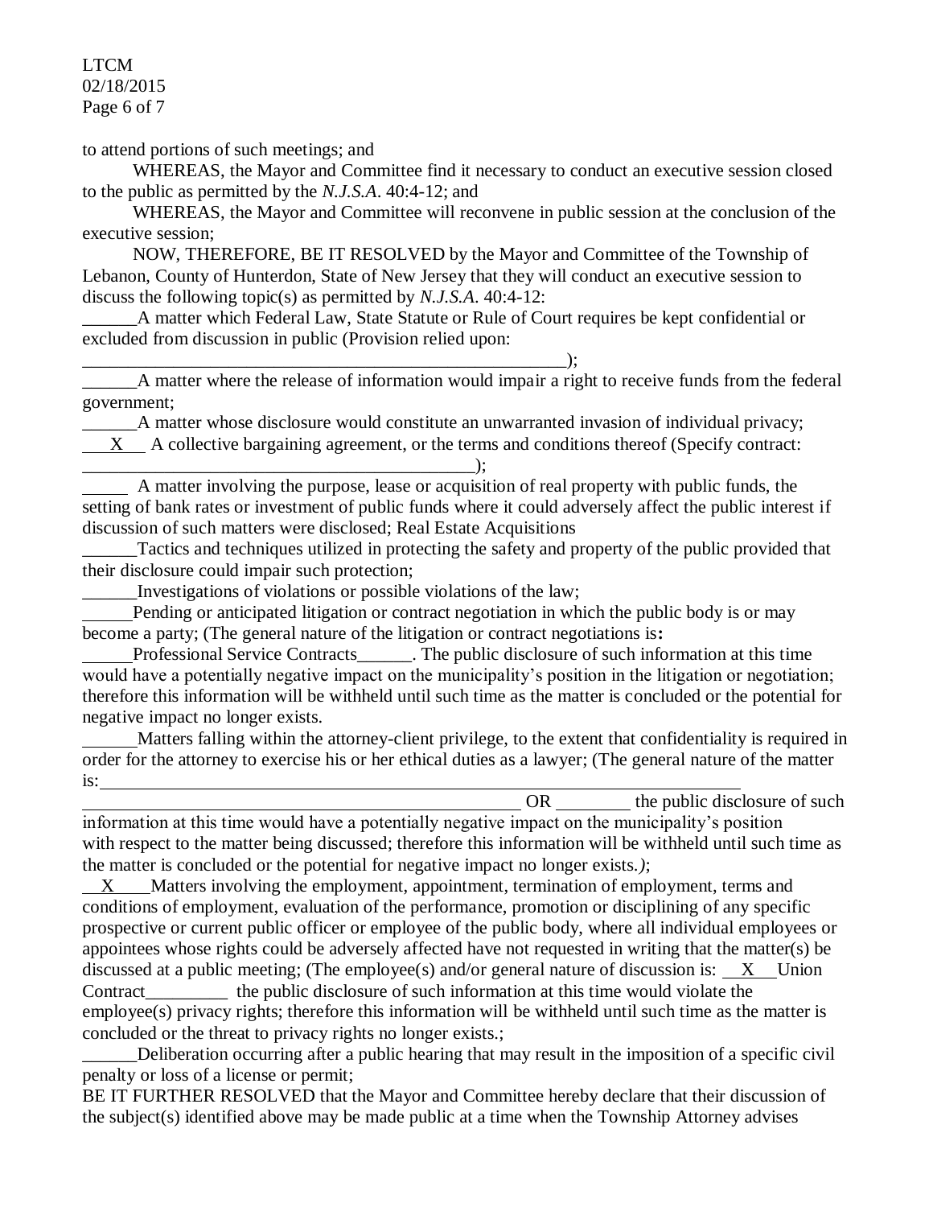to attend portions of such meetings; and

WHEREAS, the Mayor and Committee find it necessary to conduct an executive session closed to the public as permitted by the *N.J.S.A*. 40:4-12; and

WHEREAS, the Mayor and Committee will reconvene in public session at the conclusion of the executive session;

NOW, THEREFORE, BE IT RESOLVED by the Mayor and Committee of the Township of Lebanon, County of Hunterdon, State of New Jersey that they will conduct an executive session to discuss the following topic(s) as permitted by *N.J.S.A*. 40:4-12:

______A matter which Federal Law, State Statute or Rule of Court requires be kept confidential or excluded from discussion in public (Provision relied upon: ________________________________________________________);

______A matter where the release of information would impair a right to receive funds from the federal government;

______A matter whose disclosure would constitute an unwarranted invasion of individual privacy;

___X___ A collective bargaining agreement, or the terms and conditions thereof (Specify contract: ____________________________________________);

_____ A matter involving the purpose, lease or acquisition of real property with public funds, the setting of bank rates or investment of public funds where it could adversely affect the public interest if discussion of such matters were disclosed; Real Estate Acquisitions

______Tactics and techniques utilized in protecting the safety and property of the public provided that their disclosure could impair such protection;

______Investigations of violations or possible violations of the law;

______Pending or anticipated litigation or contract negotiation in which the public body is or may become a party; (The general nature of the litigation or contract negotiations is**:**

______Professional Service Contracts______. The public disclosure of such information at this time would have a potentially negative impact on the municipality's position in the litigation or negotiation; therefore this information will be withheld until such time as the matter is concluded or the potential for negative impact no longer exists.

______Matters falling within the attorney-client privilege, to the extent that confidentiality is required in order for the attorney to exercise his or her ethical duties as a lawyer; (The general nature of the matter is: ______________________________________________________________________ ______________________________________________ OR ________ the public disclosure of such information at this time would have a potentially negative impact on the municipality's position with respect to the matter being discussed; therefore this information will be withheld until such time as the matter is concluded or the potential for negative impact no longer exists.*)*;

___X___Matters involving the employment, appointment, termination of employment, terms and conditions of employment, evaluation of the performance, promotion or disciplining of any specific prospective or current public officer or employee of the public body, where all individual employees or appointees whose rights could be adversely affected have not requested in writing that the matter(s) be discussed at a public meeting; (The employee(s) and/or general nature of discussion is: __X__Union Contract_________ the public disclosure of such information at this time would violate the employee(s) privacy rights; therefore this information will be withheld until such time as the matter is concluded or the threat to privacy rights no longer exists.;

______Deliberation occurring after a public hearing that may result in the imposition of a specific civil penalty or loss of a license or permit;

BE IT FURTHER RESOLVED that the Mayor and Committee hereby declare that their discussion of the subject(s) identified above may be made public at a time when the Township Attorney advises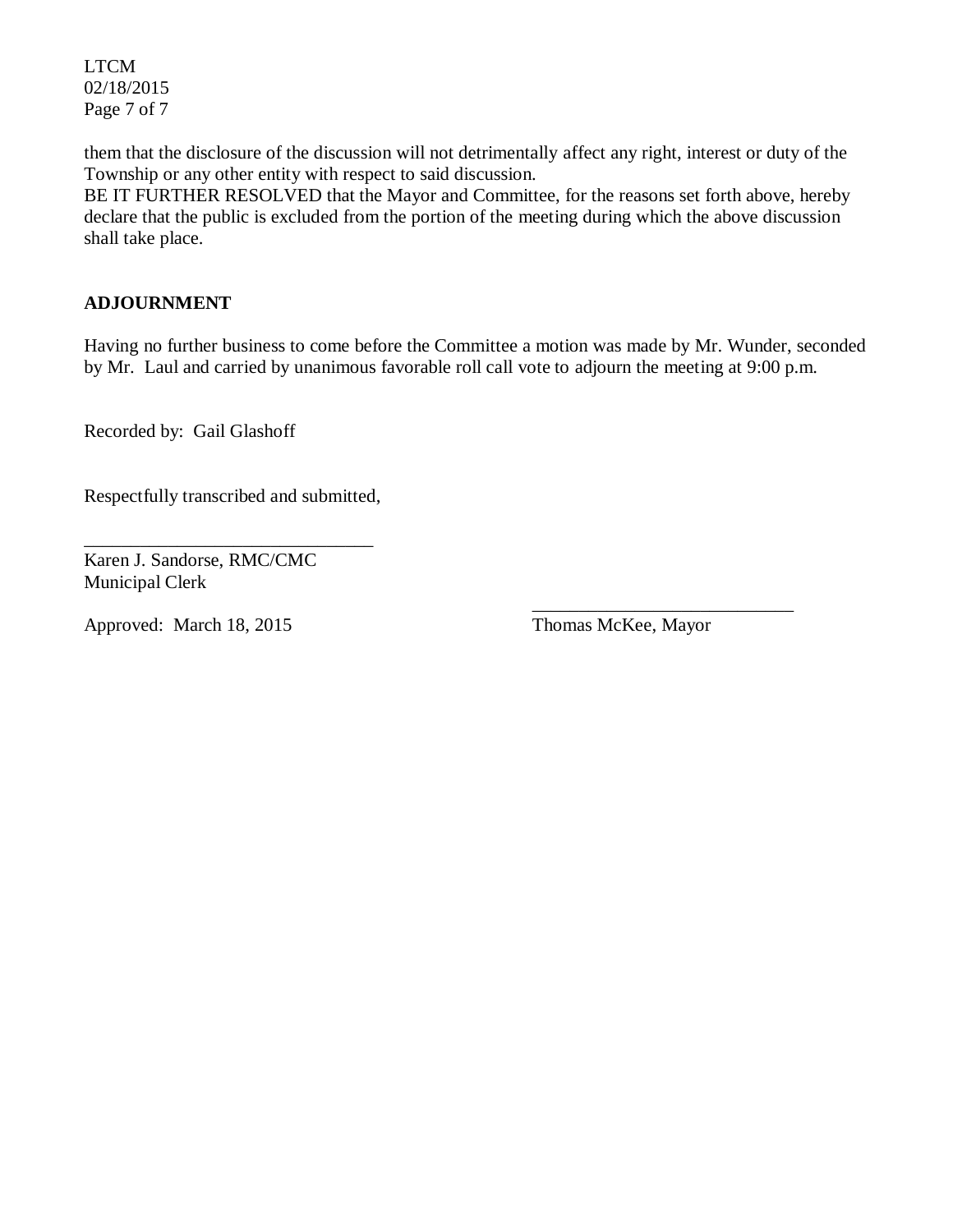them that the disclosure of the discussion will not detrimentally affect any right, interest or duty of the Township or any other entity with respect to said discussion.

BE IT FURTHER RESOLVED that the Mayor and Committee, for the reasons set forth above, hereby declare that the public is excluded from the portion of the meeting during which the above discussion shall take place.

**ADJOURNMENT**

Having no further business to come before the Committee a motion was made by Mr. Wunder, seconded by Mr. Laul and carried by unanimous favorable roll call vote to adjourn the meeting at 9:00 p.m.

Recorded by: Gail Glashoff

Respectfully transcribed and submitted,

\_\_\_\_\_\_\_\_\_\_\_\_\_\_\_\_\_\_\_\_\_\_\_\_\_\_\_\_\_\_

Karen J. Sandorse, RMC/CMC
Municipal Clerk

\_\_\_\_\_\_\_\_\_\_\_\_\_\_\_\_\_\_\_\_\_\_\_\_\_\_\_\_\_\_

Approved: March 18, 2015

Thomas McKee, Mayor